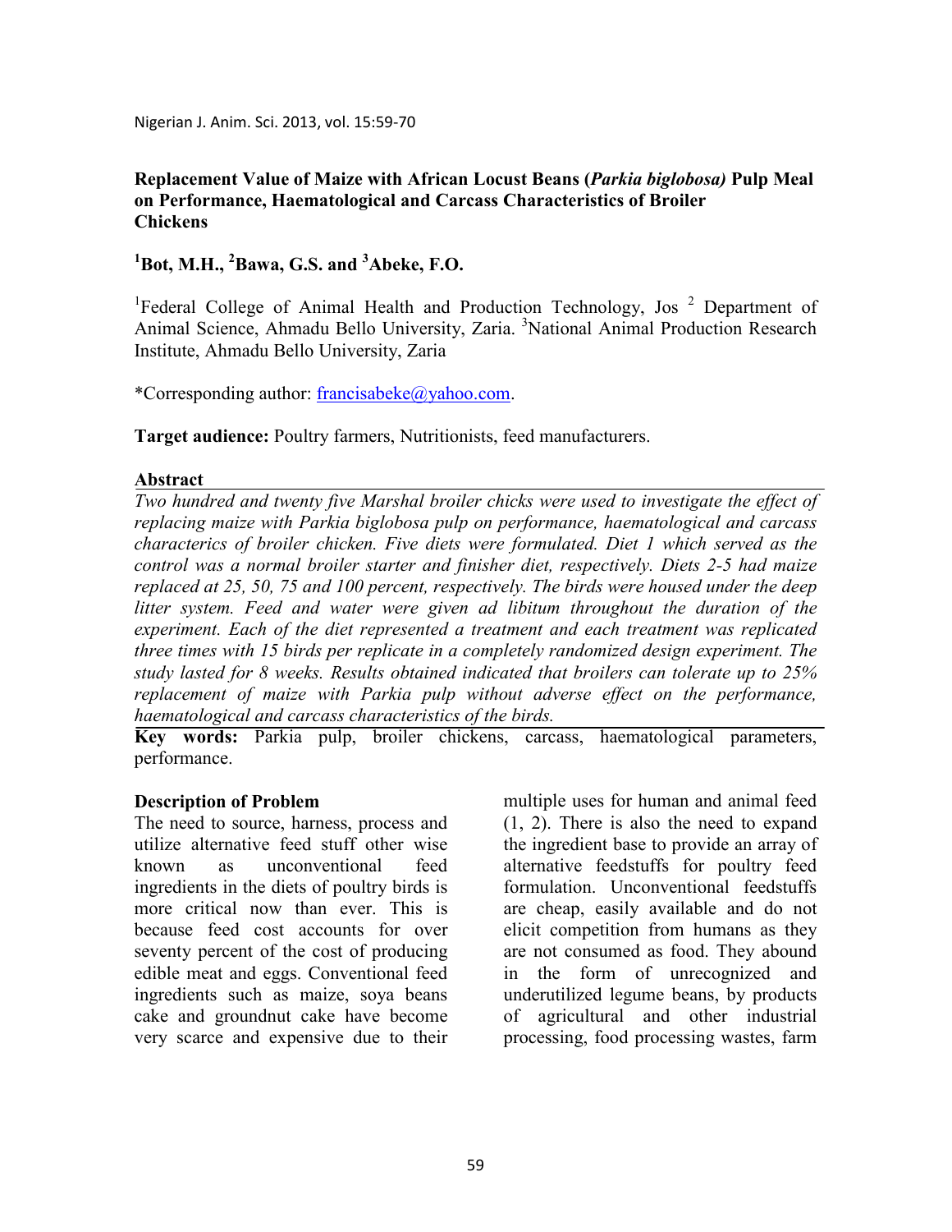# Replacement Value of Maize with African Locust Beans (*Parkia biglobosa)* Pulp Meal on Performance, Haematological and Carcass Characteristics of Broiler Chickens

**[1]Bot, M.H., [2]Bawa, G.S. and [3]Abeke, F.O.**

[1]Federal College of Animal Health and Production Technology, Jos [2] Department of Animal Science, Ahmadu Bello University, Zaria. [3]National Animal Production Research Institute, Ahmadu Bello University, Zaria

*Corresponding author: francisabeke@yahoo.com.

**Target audience:** Poultry farmers, Nutritionists, feed manufacturers.

## Abstract

*Two hundred and twenty five Marshal broiler chicks were used to investigate the effect of replacing maize with Parkia biglobosa pulp on performance, haematological and carcass characteristics of broiler chicken. Five diets were formulated. Diet 1 which served as the control was a normal broiler starter and finisher diet, respectively. Diets 2-5 had maize replaced at 25, 50, 75 and 100 percent, respectively. The birds were housed under the deep litter system. Feed and water were given ad libitum throughout the duration of the experiment. Each of the diet represented a treatment and each treatment was replicated three times with 15 birds per replicate in a completely randomized design experiment. The study lasted for 8 weeks. Results obtained indicated that broilers can tolerate up to 25% replacement of maize with Parkia pulp without adverse effect on the performance, haematological and carcass characteristics of the birds.*

**Key words:** Parkia pulp, broiler chickens, carcass, haematological parameters, performance.

## Description of Problem

The need to source, harness, process and utilize alternative feed stuff other wise known as unconventional feed ingredients in the diets of poultry birds is more critical now than ever. This is because feed cost accounts for over seventy percent of the cost of producing edible meat and eggs. Conventional feed ingredients such as maize, soya beans cake and groundnut cake have become very scarce and expensive due to their multiple uses for human and animal feed (1, 2). There is also the need to expand the ingredient base to provide an array of alternative feedstuffs for poultry feed formulation. Unconventional feedstuffs are cheap, easily available and do not elicit competition from humans as they are not consumed as food. They abound in the form of unrecognized and underutilized legume beans, by products of agricultural and other industrial processing, food processing wastes, farm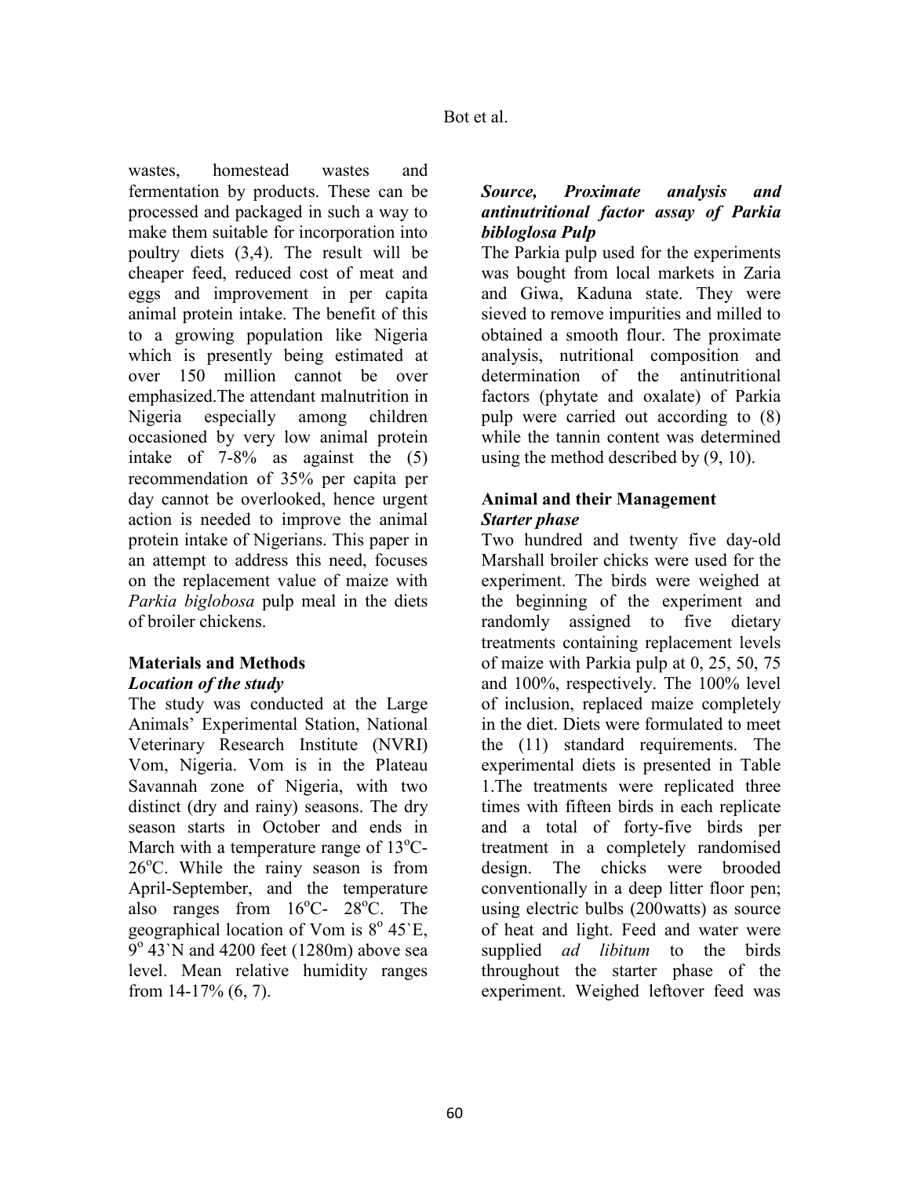wastes, homestead wastes and fermentation by products. These can be processed and packaged in such a way to make them suitable for incorporation into poultry diets (3,4). The result will be cheaper feed, reduced cost of meat and eggs and improvement in per capita animal protein intake. The benefit of this to a growing population like Nigeria which is presently being estimated at over 150 million cannot be over emphasized.The attendant malnutrition in Nigeria especially among children occasioned by very low animal protein intake of 7-8% as against the (5) recommendation of 35% per capita per day cannot be overlooked, hence urgent action is needed to improve the animal protein intake of Nigerians. This paper in an attempt to address this need, focuses on the replacement value of maize with *Parkia biglobosa* pulp meal in the diets of broiler chickens.

## Materials and Methods

### *Location of the study*

The study was conducted at the Large Animals' Experimental Station, National Veterinary Research Institute (NVRI) Vom, Nigeria. Vom is in the Plateau Savannah zone of Nigeria, with two distinct (dry and rainy) seasons. The dry season starts in October and ends in March with a temperature range of 13°C-26°C. While the rainy season is from April-September, and the temperature also ranges from 16°C- 28°C. The geographical location of Vom is 8° 45`E, 9° 43`N and 4200 feet (1280m) above sea level. Mean relative humidity ranges from 14-17% (6, 7).

### *Source, Proximate analysis and antinutritional factor assay of Parkia bibloglosa Pulp*

The Parkia pulp used for the experiments was bought from local markets in Zaria and Giwa, Kaduna state. They were sieved to remove impurities and milled to obtained a smooth flour. The proximate analysis, nutritional composition and determination of the antinutritional factors (phytate and oxalate) of Parkia pulp were carried out according to (8) while the tannin content was determined using the method described by (9, 10).

### Animal and their Management

#### *Starter phase*

Two hundred and twenty five day-old Marshall broiler chicks were used for the experiment. The birds were weighed at the beginning of the experiment and randomly assigned to five dietary treatments containing replacement levels of maize with Parkia pulp at 0, 25, 50, 75 and 100%, respectively. The 100% level of inclusion, replaced maize completely in the diet. Diets were formulated to meet the (11) standard requirements. The experimental diets is presented in Table 1.The treatments were replicated three times with fifteen birds in each replicate and a total of forty-five birds per treatment in a completely randomised design. The chicks were brooded conventionally in a deep litter floor pen; using electric bulbs (200watts) as source of heat and light. Feed and water were supplied *ad libitum* to the birds throughout the starter phase of the experiment. Weighed leftover feed was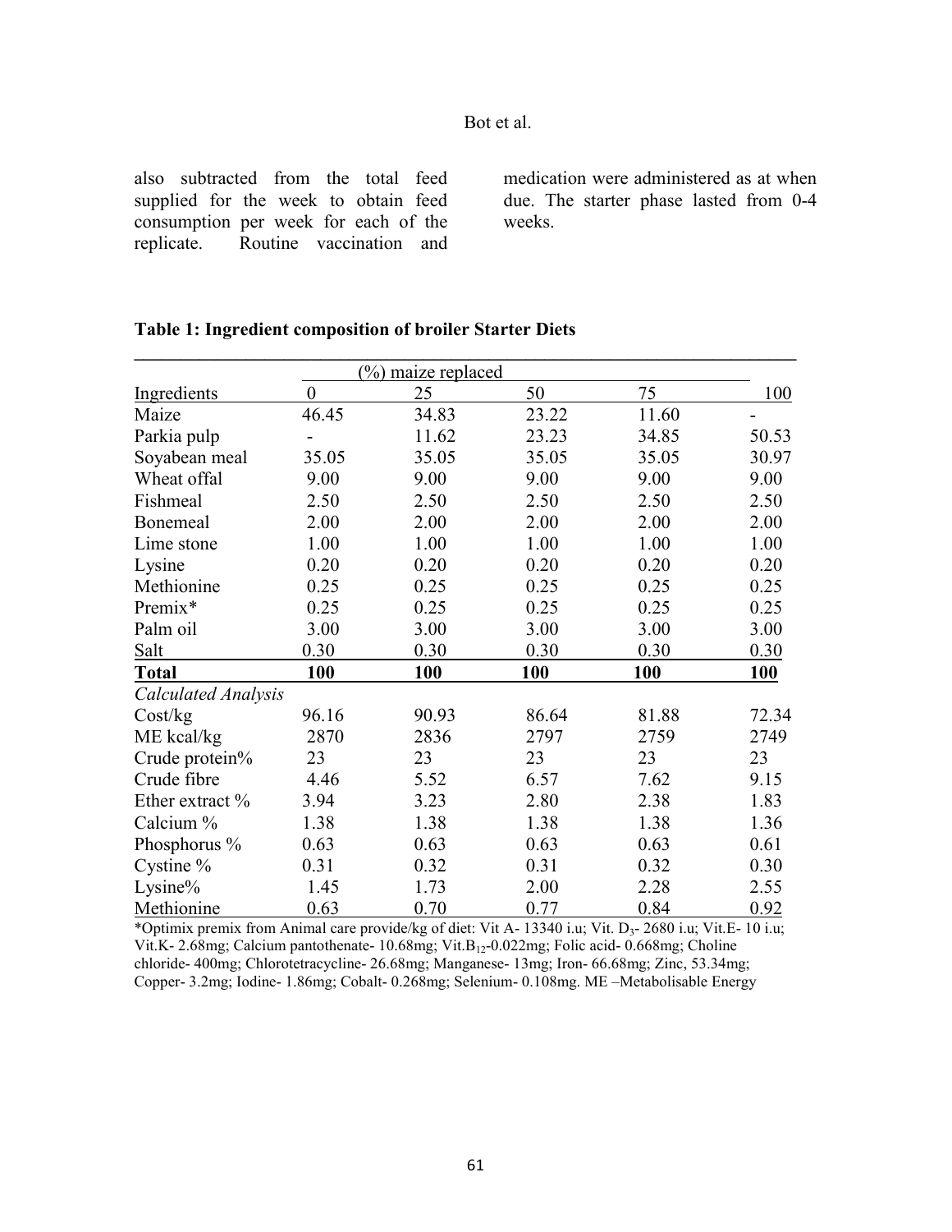also subtracted from the total feed supplied for the week to obtain feed consumption per week for each of the replicate. Routine vaccination and medication were administered as at when due. The starter phase lasted from 0-4 weeks.

**Table 1: Ingredient composition of broiler Starter Diets**

| | (%) maize replaced | | | | |
|---|---|---|---|---|---|
| Ingredients | 0 | 25 | 50 | 75 | 100 |
| Maize | 46.45 | 34.83 | 23.22 | 11.60 | - |
| Parkia pulp | - | 11.62 | 23.23 | 34.85 | 50.53 |
| Soyabean meal | 35.05 | 35.05 | 35.05 | 35.05 | 30.97 |
| Wheat offal | 9.00 | 9.00 | 9.00 | 9.00 | 9.00 |
| Fishmeal | 2.50 | 2.50 | 2.50 | 2.50 | 2.50 |
| Bonemeal | 2.00 | 2.00 | 2.00 | 2.00 | 2.00 |
| Lime stone | 1.00 | 1.00 | 1.00 | 1.00 | 1.00 |
| Lysine | 0.20 | 0.20 | 0.20 | 0.20 | 0.20 |
| Methionine | 0.25 | 0.25 | 0.25 | 0.25 | 0.25 |
| Premix* | 0.25 | 0.25 | 0.25 | 0.25 | 0.25 |
| Palm oil | 3.00 | 3.00 | 3.00 | 3.00 | 3.00 |
| Salt | 0.30 | 0.30 | 0.30 | 0.30 | 0.30 |
| **Total** | **100** | **100** | **100** | **100** | **100** |
| *Calculated Analysis* | | | | | |
| Cost/kg | 96.16 | 90.93 | 86.64 | 81.88 | 72.34 |
| ME kcal/kg | 2870 | 2836 | 2797 | 2759 | 2749 |
| Crude protein% | 23 | 23 | 23 | 23 | 23 |
| Crude fibre | 4.46 | 5.52 | 6.57 | 7.62 | 9.15 |
| Ether extract % | 3.94 | 3.23 | 2.80 | 2.38 | 1.83 |
| Calcium % | 1.38 | 1.38 | 1.38 | 1.38 | 1.36 |
| Phosphorus % | 0.63 | 0.63 | 0.63 | 0.63 | 0.61 |
| Cystine % | 0.31 | 0.32 | 0.31 | 0.32 | 0.30 |
| Lysine% | 1.45 | 1.73 | 2.00 | 2.28 | 2.55 |
| Methionine | 0.63 | 0.70 | 0.77 | 0.84 | 0.92 |

*Optimix premix from Animal care provide/kg of diet: Vit A- 13340 i.u; Vit. $D_3$- 2680 i.u; Vit.E- 10 i.u; Vit.K- 2.68mg; Calcium pantothenate- 10.68mg; Vit.$B_{12}$-0.022mg; Folic acid- 0.668mg; Choline chloride- 400mg; Chlorotetracycline- 26.68mg; Manganese- 13mg; Iron- 66.68mg; Zinc, 53.34mg; Copper- 3.2mg; Iodine- 1.86mg; Cobalt- 0.268mg; Selenium- 0.108mg. ME –Metabolisable Energy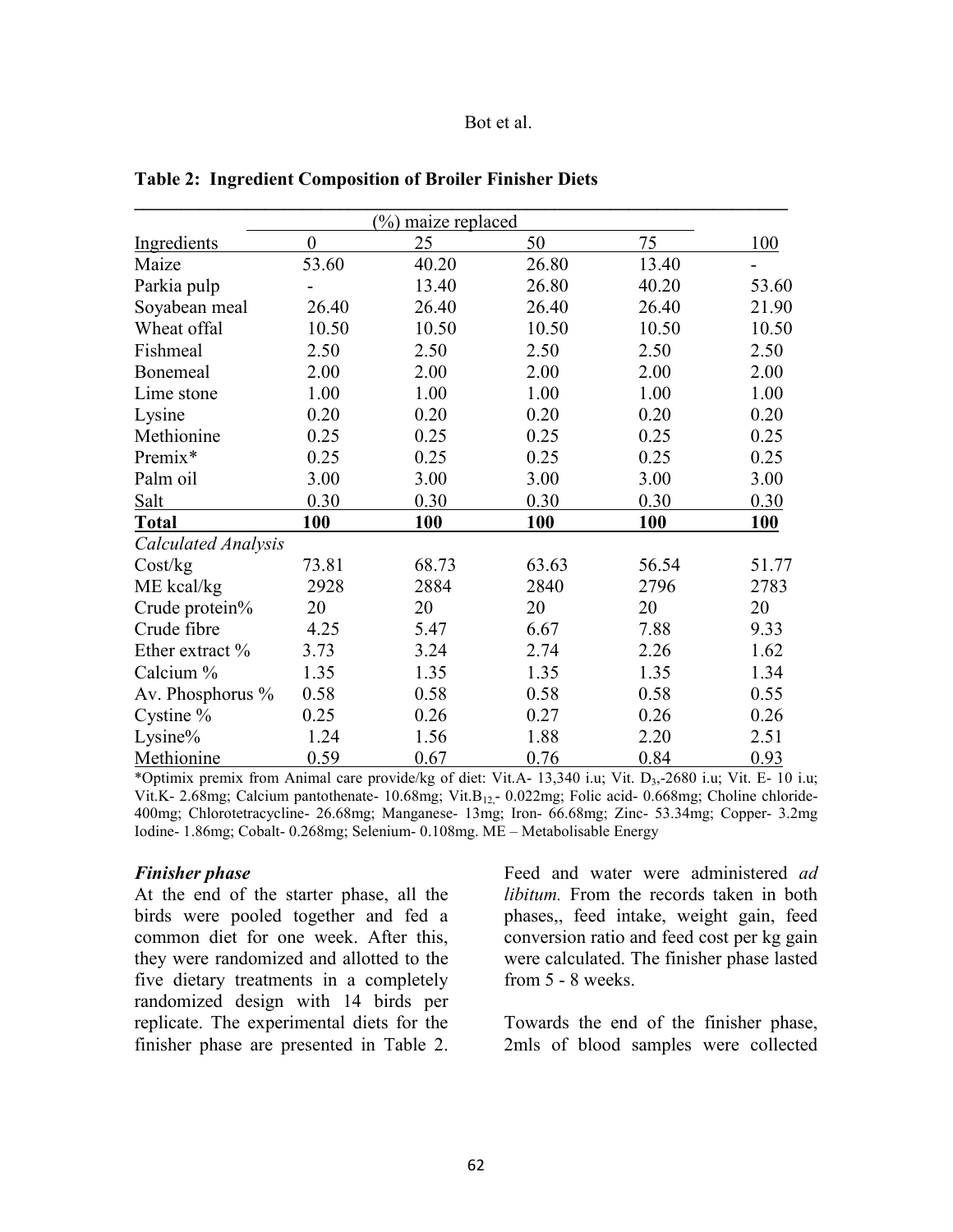**Table 2: Ingredient Composition of Broiler Finisher Diets**

| | (%) maize replaced | | | | |
|---|---|---|---|---|---|
| Ingredients | 0 | 25 | 50 | 75 | 100 |
| Maize | 53.60 | 40.20 | 26.80 | 13.40 | - |
| Parkia pulp | - | 13.40 | 26.80 | 40.20 | 53.60 |
| Soyabean meal | 26.40 | 26.40 | 26.40 | 26.40 | 21.90 |
| Wheat offal | 10.50 | 10.50 | 10.50 | 10.50 | 10.50 |
| Fishmeal | 2.50 | 2.50 | 2.50 | 2.50 | 2.50 |
| Bonemeal | 2.00 | 2.00 | 2.00 | 2.00 | 2.00 |
| Lime stone | 1.00 | 1.00 | 1.00 | 1.00 | 1.00 |
| Lysine | 0.20 | 0.20 | 0.20 | 0.20 | 0.20 |
| Methionine | 0.25 | 0.25 | 0.25 | 0.25 | 0.25 |
| Premix* | 0.25 | 0.25 | 0.25 | 0.25 | 0.25 |
| Palm oil | 3.00 | 3.00 | 3.00 | 3.00 | 3.00 |
| Salt | 0.30 | 0.30 | 0.30 | 0.30 | 0.30 |
| **Total** | **100** | **100** | **100** | **100** | **100** |
| *Calculated Analysis* | | | | | |
| Cost/kg | 73.81 | 68.73 | 63.63 | 56.54 | 51.77 |
| ME kcal/kg | 2928 | 2884 | 2840 | 2796 | 2783 |
| Crude protein% | 20 | 20 | 20 | 20 | 20 |
| Crude fibre | 4.25 | 5.47 | 6.67 | 7.88 | 9.33 |
| Ether extract % | 3.73 | 3.24 | 2.74 | 2.26 | 1.62 |
| Calcium % | 1.35 | 1.35 | 1.35 | 1.35 | 1.34 |
| Av. Phosphorus % | 0.58 | 0.58 | 0.58 | 0.58 | 0.55 |
| Cystine % | 0.25 | 0.26 | 0.27 | 0.26 | 0.26 |
| Lysine% | 1.24 | 1.56 | 1.88 | 2.20 | 2.51 |
| Methionine | 0.59 | 0.67 | 0.76 | 0.84 | 0.93 |

*Optimix premix from Animal care provide/kg of diet: Vit.A- 13,340 i.u; Vit. $D_3$,-2680 i.u; Vit. E- 10 i.u; Vit.K- 2.68mg; Calcium pantothenate- 10.68mg; Vit.$B_{12}$,- 0.022mg; Folic acid- 0.668mg; Choline chloride- 400mg; Chlorotetracycline- 26.68mg; Manganese- 13mg; Iron- 66.68mg; Zinc- 53.34mg; Copper- 3.2mg Iodine- 1.86mg; Cobalt- 0.268mg; Selenium- 0.108mg. ME – Metabolisable Energy

### *Finisher phase*

At the end of the starter phase, all the birds were pooled together and fed a common diet for one week. After this, they were randomized and allotted to the five dietary treatments in a completely randomized design with 14 birds per replicate. The experimental diets for the finisher phase are presented in Table 2. Feed and water were administered *ad libitum.* From the records taken in both phases,, feed intake, weight gain, feed conversion ratio and feed cost per kg gain were calculated. The finisher phase lasted from 5 - 8 weeks.

Towards the end of the finisher phase, 2mls of blood samples were collected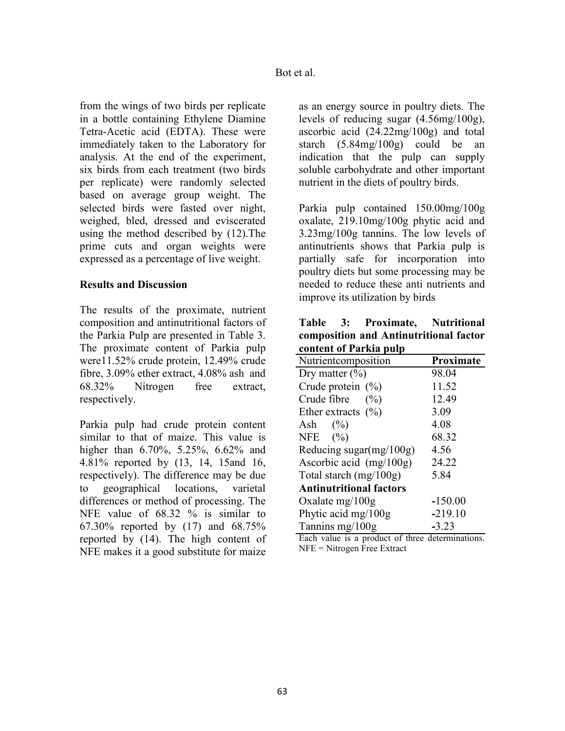from the wings of two birds per replicate in a bottle containing Ethylene Diamine Tetra-Acetic acid (EDTA). These were immediately taken to the Laboratory for analysis. At the end of the experiment, six birds from each treatment (two birds per replicate) were randomly selected based on average group weight. The selected birds were fasted over night, weighed, bled, dressed and eviscerated using the method described by (12).The prime cuts and organ weights were expressed as a percentage of live weight.

## Results and Discussion

The results of the proximate, nutrient composition and antinutritional factors of the Parkia Pulp are presented in Table 3. The proximate content of Parkia pulp were11.52% crude protein, 12.49% crude fibre, 3.09% ether extract, 4.08% ash and 68.32% Nitrogen free extract, respectively.

Parkia pulp had crude protein content similar to that of maize. This value is higher than 6.70%, 5.25%, 6.62% and 4.81% reported by (13, 14, 15and 16, respectively). The difference may be due to geographical locations, varietal differences or method of processing. The NFE value of 68.32 % is similar to 67.30% reported by (17) and 68.75% reported by (14). The high content of NFE makes it a good substitute for maize as an energy source in poultry diets. The levels of reducing sugar (4.56mg/100g), ascorbic acid (24.22mg/100g) and total starch (5.84mg/100g) could be an indication that the pulp can supply soluble carbohydrate and other important nutrient in the diets of poultry birds.

Parkia pulp contained 150.00mg/100g oxalate, 219.10mg/100g phytic acid and 3.23mg/100g tannins. The low levels of antinutrients shows that Parkia pulp is partially safe for incorporation into poultry diets but some processing may be needed to reduce these anti nutrients and improve its utilization by birds

**Table 3: Proximate, Nutritional composition and Antinutritional factor content of Parkia pulp**

| Nutrientcomposition | **Proximate** |
|---|---|
| Dry matter (%) | 98.04 |
| Crude protein (%) | 11.52 |
| Crude fibre (%) | 12.49 |
| Ether extracts (%) | 3.09 |
| Ash (%) | 4.08 |
| NFE (%) | 68.32 |
| Reducing sugar(mg/100g) | 4.56 |
| Ascorbic acid (mg/100g) | 24.22 |
| Total starch (mg/100g) | 5.84 |
| **Antinutritional factors** | |
| Oxalate mg/100g | -150.00 |
| Phytic acid mg/100g | -219.10 |
| Tannins mg/100g | -3.23 |

Each value is a product of three determinations. NFE = Nitrogen Free Extract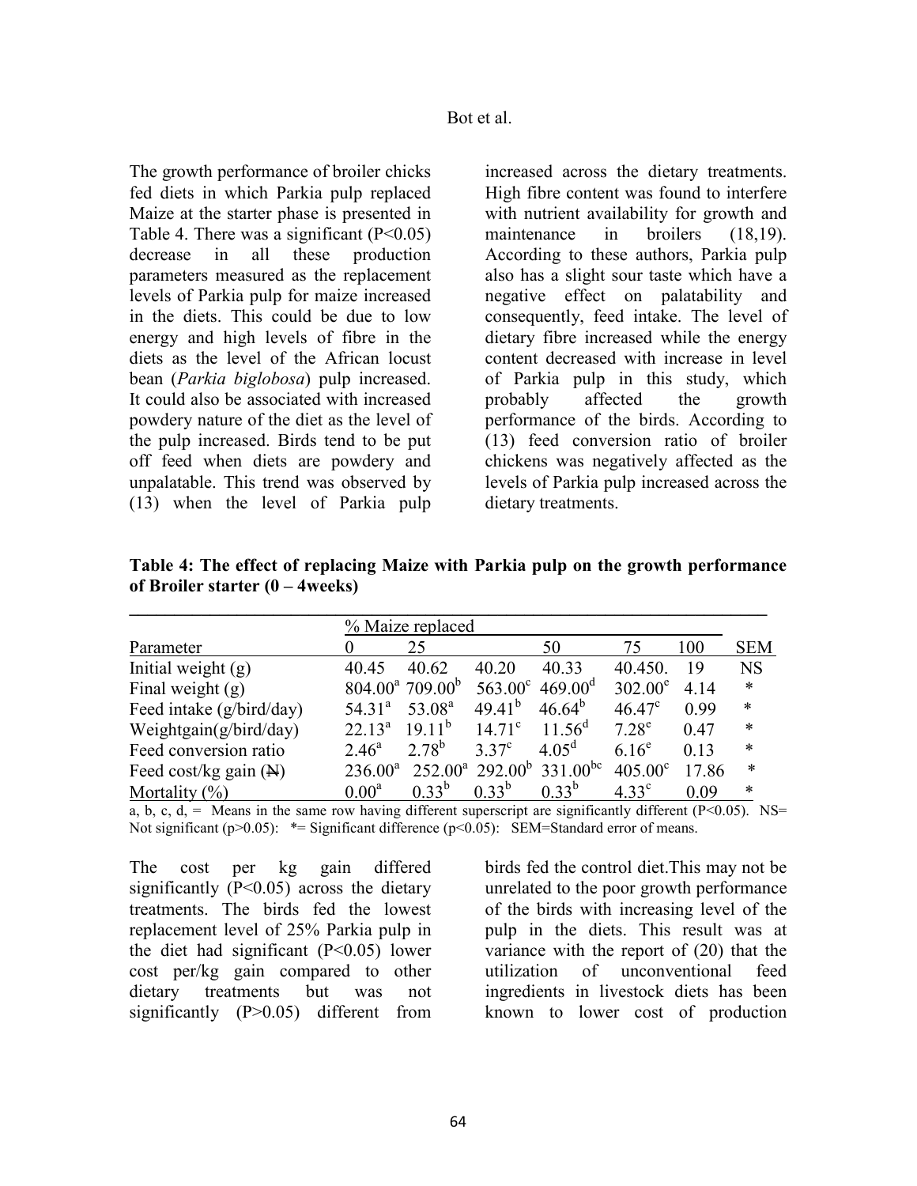The growth performance of broiler chicks fed diets in which Parkia pulp replaced Maize at the starter phase is presented in Table 4. There was a significant (P<0.05) decrease in all these production parameters measured as the replacement levels of Parkia pulp for maize increased in the diets. This could be due to low energy and high levels of fibre in the diets as the level of the African locust bean (*Parkia biglobosa*) pulp increased. It could also be associated with increased powdery nature of the diet as the level of the pulp increased. Birds tend to be put off feed when diets are powdery and unpalatable. This trend was observed by (13) when the level of Parkia pulp increased across the dietary treatments. High fibre content was found to interfere with nutrient availability for growth and maintenance in broilers (18,19). According to these authors, Parkia pulp also has a slight sour taste which have a negative effect on palatability and consequently, feed intake. The level of dietary fibre increased while the energy content decreased with increase in level of Parkia pulp in this study, which probably affected the growth performance of the birds. According to (13) feed conversion ratio of broiler chickens was negatively affected as the levels of Parkia pulp increased across the dietary treatments.

**Table 4: The effect of replacing Maize with Parkia pulp on the growth performance of Broiler starter (0 – 4weeks)**

| | % Maize replaced | | | | | | |
|---|---|---|---|---|---|---|---|
| Parameter | 0 | 25 | 50 | 75 | 100 | SEM | |
| Initial weight (g) | 40.45 | 40.62 | 40.20 | 40.33 | 40.450. | 19 | NS |
| Final weight (g) | 804.00[a] | 709.00[b] | 563.00[c] | 469.00[d] | 302.00[e] | 4.14 | * |
| Feed intake (g/bird/day) | 54.31[a] | 53.08[a] | 49.41[b] | 46.64[b] | 46.47[c] | 0.99 | * |
| Weightgain(g/bird/day) | 22.13[a] | 19.11[b] | 14.71[c] | 11.56[d] | 7.28[e] | 0.47 | * |
| Feed conversion ratio | 2.46[a] | 2.78[b] | 3.37[c] | 4.05[d] | 6.16[e] | 0.13 | * |
| Feed cost/kg gain (₦) | 236.00[a] | 252.00[a] | 292.00[b] | 331.00[bc] | 405.00[c] | 17.86 | * |
| Mortality (%) | 0.00[a] | 0.33[b] | 0.33[b] | 0.33[b] | 4.33[c] | 0.09 | * |

a, b, c, d, = Means in the same row having different superscript are significantly different (P<0.05). NS= Not significant (p>0.05): *= Significant difference (p<0.05): SEM=Standard error of means.

The cost per kg gain differed significantly (P<0.05) across the dietary treatments. The birds fed the lowest replacement level of 25% Parkia pulp in the diet had significant (P<0.05) lower cost per/kg gain compared to other dietary treatments but was not significantly (P>0.05) different from birds fed the control diet.This may not be unrelated to the poor growth performance of the birds with increasing level of the pulp in the diets. This result was at variance with the report of (20) that the utilization of unconventional feed ingredients in livestock diets has been known to lower cost of production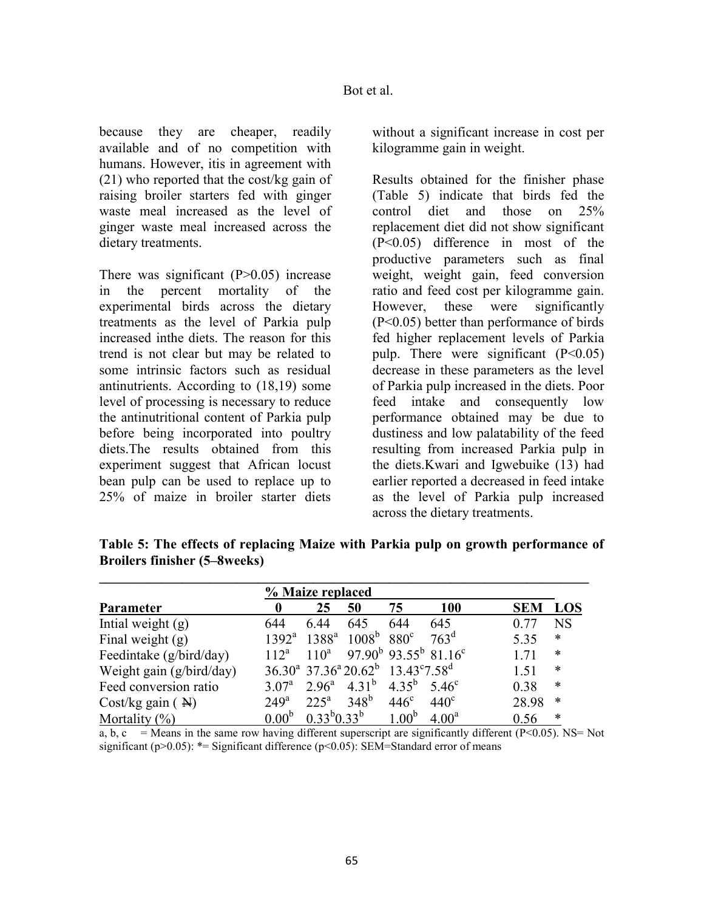because they are cheaper, readily available and of no competition with humans. However, itis in agreement with (21) who reported that the cost/kg gain of raising broiler starters fed with ginger waste meal increased as the level of ginger waste meal increased across the dietary treatments.

There was significant (P>0.05) increase in the percent mortality of the experimental birds across the dietary treatments as the level of Parkia pulp increased inthe diets. The reason for this trend is not clear but may be related to some intrinsic factors such as residual antinutrients. According to (18,19) some level of processing is necessary to reduce the antinutritional content of Parkia pulp before being incorporated into poultry diets.The results obtained from this experiment suggest that African locust bean pulp can be used to replace up to 25% of maize in broiler starter diets without a significant increase in cost per kilogramme gain in weight.

Results obtained for the finisher phase (Table 5) indicate that birds fed the control diet and those on 25% replacement diet did not show significant (P<0.05) difference in most of the productive parameters such as final weight, weight gain, feed conversion ratio and feed cost per kilogramme gain. However, these were significantly (P<0.05) better than performance of birds fed higher replacement levels of Parkia pulp. There were significant (P<0.05) decrease in these parameters as the level of Parkia pulp increased in the diets. Poor feed intake and consequently low performance obtained may be due to dustiness and low palatability of the feed resulting from increased Parkia pulp in the diets.Kwari and Igwebuike (13) had earlier reported a decreased in feed intake as the level of Parkia pulp increased across the dietary treatments.

**Table 5: The effects of replacing Maize with Parkia pulp on growth performance of Broilers finisher (5–8weeks)**

| | % Maize replaced | | | | | | |
|---|---|---|---|---|---|---|---|
| **Parameter** | **0** | **25** | **50** | **75** | **100** | **SEM** | **LOS** |
| Intial weight (g) | 644 | 6.44 | 645 | 644 | 645 | 0.77 | NS |
| Final weight (g) | $1392^a$ | $1388^a$ | $1008^b$ | $880^c$ | $763^d$ | 5.35 | * |
| Feedintake (g/bird/day) | $112^a$ | $110^a$ | $97.90^b$ | $93.55^b$ | $81.16^c$ | 1.71 | * |
| Weight gain (g/bird/day) | $36.30^a$ | $37.36^a$ | $20.62^b$ | $13.43^c$ | $7.58^d$ | 1.51 | * |
| Feed conversion ratio | $3.07^a$ | $2.96^a$ | $4.31^b$ | $4.35^b$ | $5.46^c$ | 0.38 | * |
| Cost/kg gain ( ₦) | $249^a$ | $225^a$ | $348^b$ | $446^c$ | $440^c$ | 28.98 | * |
| Mortality (%) | $0.00^b$ | $0.33^b$ | $0.33^b$ | $1.00^b$ | $4.00^a$ | 0.56 | * |

a, b, c = Means in the same row having different superscript are significantly different (P<0.05). NS= Not significant (p>0.05): *= Significant difference (p<0.05): SEM=Standard error of means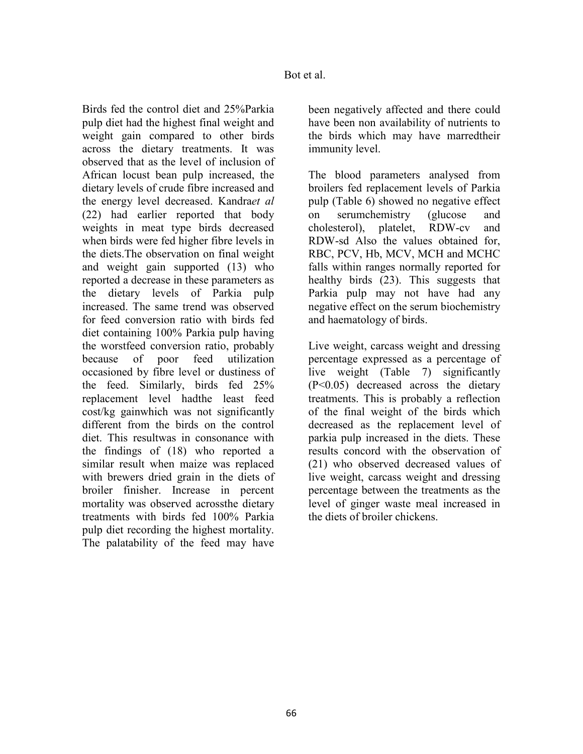Birds fed the control diet and 25%Parkia pulp diet had the highest final weight and weight gain compared to other birds across the dietary treatments. It was observed that as the level of inclusion of African locust bean pulp increased, the dietary levels of crude fibre increased and the energy level decreased. Kandra*et al* (22) had earlier reported that body weights in meat type birds decreased when birds were fed higher fibre levels in the diets.The observation on final weight and weight gain supported (13) who reported a decrease in these parameters as the dietary levels of Parkia pulp increased. The same trend was observed for feed conversion ratio with birds fed diet containing 100% Parkia pulp having the worstfeed conversion ratio, probably because of poor feed utilization occasioned by fibre level or dustiness of the feed. Similarly, birds fed 25% replacement level hadthe least feed cost/kg gainwhich was not significantly different from the birds on the control diet. This resultwas in consonance with the findings of (18) who reported a similar result when maize was replaced with brewers dried grain in the diets of broiler finisher. Increase in percent mortality was observed acrossthe dietary treatments with birds fed 100% Parkia pulp diet recording the highest mortality. The palatability of the feed may have been negatively affected and there could have been non availability of nutrients to the birds which may have marredtheir immunity level.

The blood parameters analysed from broilers fed replacement levels of Parkia pulp (Table 6) showed no negative effect on serumchemistry (glucose and cholesterol), platelet, RDW-cv and RDW-sd Also the values obtained for, RBC, PCV, Hb, MCV, MCH and MCHC falls within ranges normally reported for healthy birds (23). This suggests that Parkia pulp may not have had any negative effect on the serum biochemistry and haematology of birds.

Live weight, carcass weight and dressing percentage expressed as a percentage of live weight (Table 7) significantly ($P<0.05$) decreased across the dietary treatments. This is probably a reflection of the final weight of the birds which decreased as the replacement level of parkia pulp increased in the diets. These results concord with the observation of (21) who observed decreased values of live weight, carcass weight and dressing percentage between the treatments as the level of ginger waste meal increased in the diets of broiler chickens.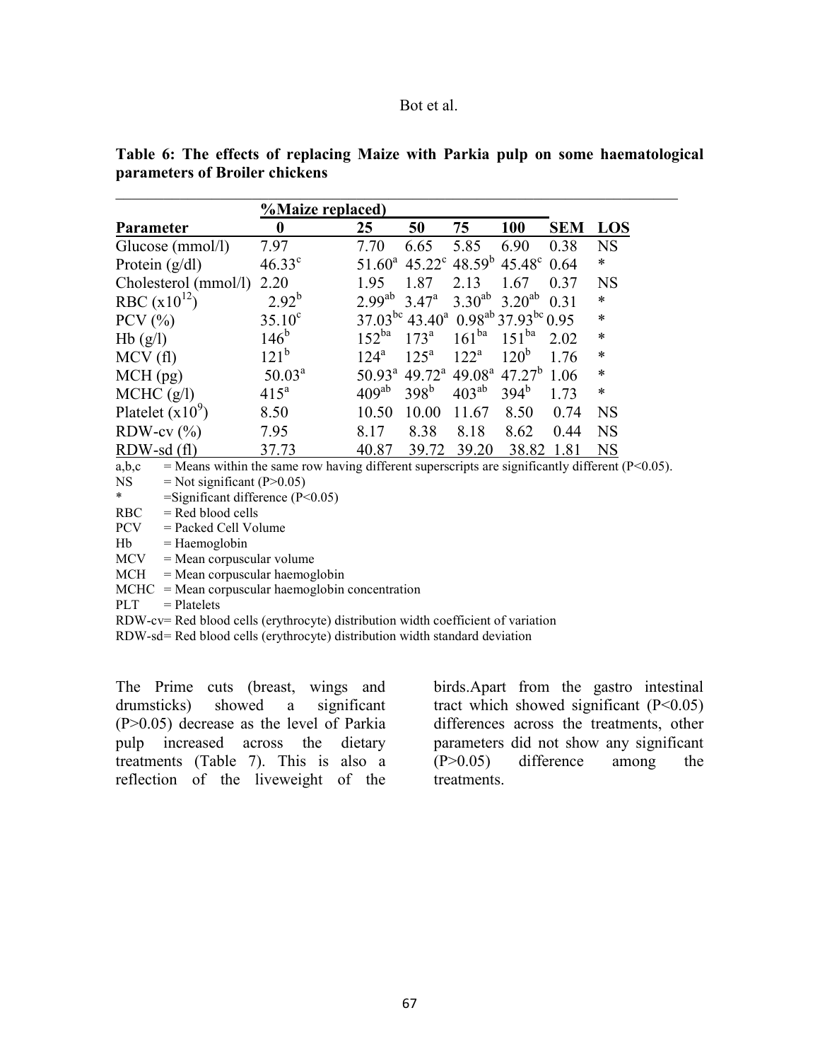**Table 6: The effects of replacing Maize with Parkia pulp on some haematological parameters of Broiler chickens**

| | %Maize replaced) | | | | | | |
|---|---|---|---|---|---|---|---|
| **Parameter** | **0** | **25** | **50** | **75** | **100** | **SEM** | **LOS** |
| Glucose (mmol/l) | 7.97 | 7.70 | 6.65 | 5.85 | 6.90 | 0.38 | NS |
| Protein (g/dl) | $46.33^{c}$ | $51.60^{a}$ | $45.22^{c}$ | $48.59^{b}$ | $45.48^{c}$ | 0.64 | * |
| Cholesterol (mmol/l) | 2.20 | 1.95 | 1.87 | 2.13 | 1.67 | 0.37 | NS |
| RBC ($x10^{12}$) | $2.92^{b}$ | $2.99^{ab}$ | $3.47^{a}$ | $3.30^{ab}$ | $3.20^{ab}$ | 0.31 | * |
| PCV (%) | $35.10^{c}$ | $37.03^{bc}$ | $43.40^{a}$ | $0.98^{ab}$ | $37.93^{bc}$ | 0.95 | * |
| Hb (g/l) | $146^{b}$ | $152^{ba}$ | $173^{a}$ | $161^{ba}$ | $151^{ba}$ | 2.02 | * |
| MCV (fl) | $121^{b}$ | $124^{a}$ | $125^{a}$ | $122^{a}$ | $120^{b}$ | 1.76 | * |
| MCH (pg) | $50.03^{a}$ | $50.93^{a}$ | $49.72^{a}$ | $49.08^{a}$ | $47.27^{b}$ | 1.06 | * |
| MCHC (g/l) | $415^{a}$ | $409^{ab}$ | $398^{b}$ | $403^{ab}$ | $394^{b}$ | 1.73 | * |
| Platelet ($x10^{9}$) | 8.50 | 10.50 | 10.00 | 11.67 | 8.50 | 0.74 | NS |
| RDW-cv (%) | 7.95 | 8.17 | 8.38 | 8.18 | 8.62 | 0.44 | NS |
| RDW-sd (fl) | 37.73 | 40.87 | 39.72 | 39.20 | 38.82 | 1.81 | NS |

a,b,c = Means within the same row having different superscripts are significantly different (P<0.05).
NS = Not significant (P>0.05)
* =Significant difference (P<0.05)
RBC = Red blood cells
PCV = Packed Cell Volume
Hb = Haemoglobin
MCV = Mean corpuscular volume
MCH = Mean corpuscular haemoglobin
MCHC = Mean corpuscular haemoglobin concentration
PLT = Platelets
RDW-cv= Red blood cells (erythrocyte) distribution width coefficient of variation
RDW-sd= Red blood cells (erythrocyte) distribution width standard deviation

The Prime cuts (breast, wings and drumsticks) showed a significant (P>0.05) decrease as the level of Parkia pulp increased across the dietary treatments (Table 7). This is also a reflection of the liveweight of the birds.Apart from the gastro intestinal tract which showed significant (P<0.05) differences across the treatments, other parameters did not show any significant (P>0.05) difference among the treatments.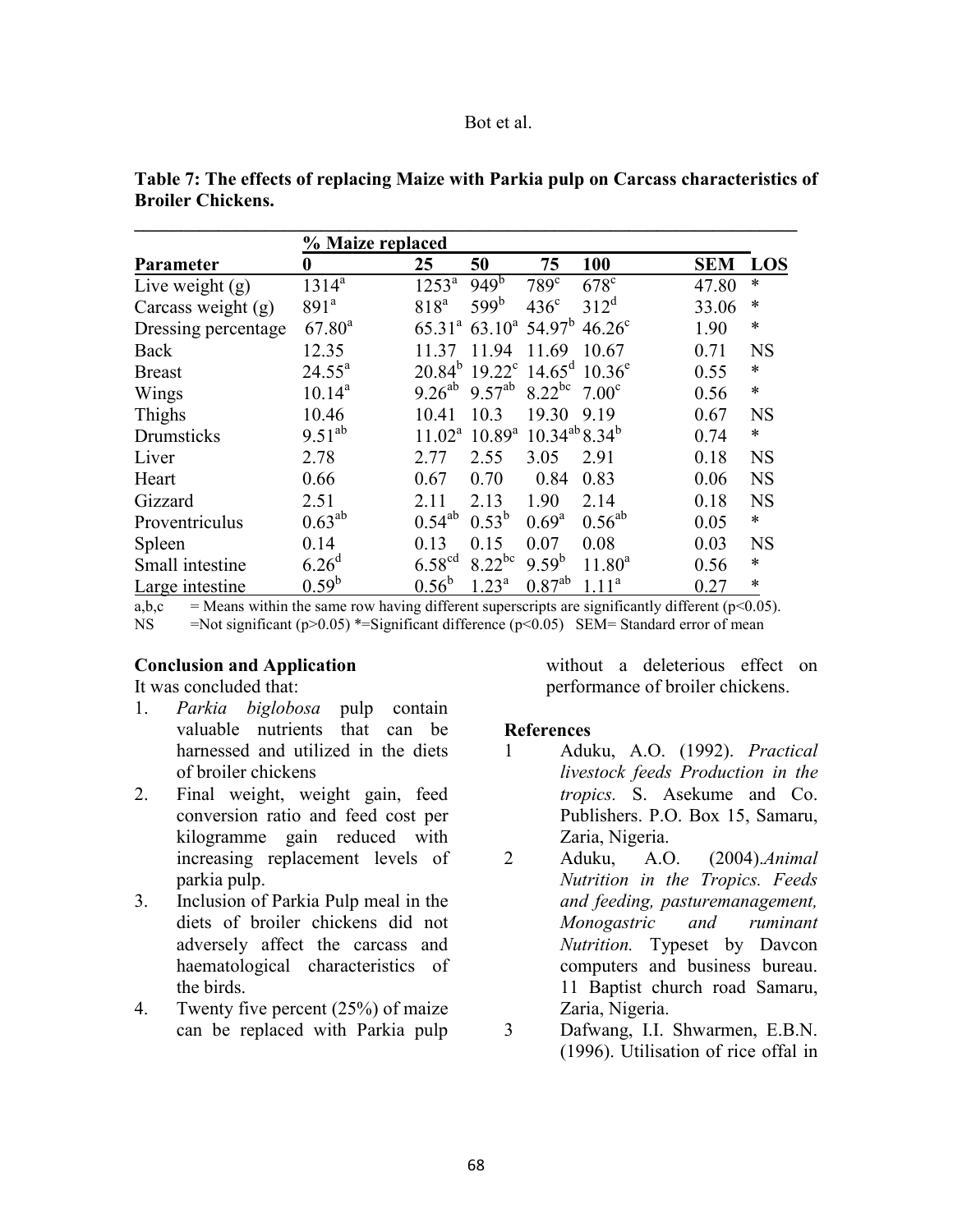**Table 7: The effects of replacing Maize with Parkia pulp on Carcass characteristics of Broiler Chickens.**

| Parameter | % Maize replaced 0 | 25 | 50 | 75 | 100 | SEM | LOS |
|---|---|---|---|---|---|---|---|
| Live weight (g) | 1314[a] | 1253[a] | 949[b] | 789[c] | 678[c] | 47.80 | * |
| Carcass weight (g) | 891[a] | 818[a] | 599[b] | 436[c] | 312[d] | 33.06 | * |
| Dressing percentage | 67.80[a] | 65.31[a] | 63.10[a] | 54.97[b] | 46.26[c] | 1.90 | * |
| Back | 12.35 | 11.37 | 11.94 | 11.69 | 10.67 | 0.71 | NS |
| Breast | 24.55[a] | 20.84[b] | 19.22[c] | 14.65[d] | 10.36[e] | 0.55 | * |
| Wings | 10.14[a] | 9.26[ab] | 9.57[ab] | 8.22[bc] | 7.00[c] | 0.56 | * |
| Thighs | 10.46 | 10.41 | 10.3 | 19.30 | 9.19 | 0.67 | NS |
| Drumsticks | 9.51[ab] | 11.02[a] | 10.89[a] | 10.34[ab] | 8.34[b] | 0.74 | * |
| Liver | 2.78 | 2.77 | 2.55 | 3.05 | 2.91 | 0.18 | NS |
| Heart | 0.66 | 0.67 | 0.70 | 0.84 | 0.83 | 0.06 | NS |
| Gizzard | 2.51 | 2.11 | 2.13 | 1.90 | 2.14 | 0.18 | NS |
| Proventriculus | 0.63[ab] | 0.54[ab] | 0.53[b] | 0.69[a] | 0.56[ab] | 0.05 | * |
| Spleen | 0.14 | 0.13 | 0.15 | 0.07 | 0.08 | 0.03 | NS |
| Small intestine | 6.26[d] | 6.58[cd] | 8.22[bc] | 9.59[b] | 11.80[a] | 0.56 | * |
| Large intestine | 0.59[b] | 0.56[b] | 1.23[a] | 0.87[ab] | 1.11[a] | 0.27 | * |

a,b,c = Means within the same row having different superscripts are significantly different ($p<0.05$).
NS =Not significant ($p>0.05$) *=Significant difference ($p<0.05$) SEM= Standard error of mean

## Conclusion and Application

It was concluded that:

1. *Parkia biglobosa* pulp contain valuable nutrients that can be harnessed and utilized in the diets of broiler chickens
2. Final weight, weight gain, feed conversion ratio and feed cost per kilogramme gain reduced with increasing replacement levels of parkia pulp.
3. Inclusion of Parkia Pulp meal in the diets of broiler chickens did not adversely affect the carcass and haematological characteristics of the birds.
4. Twenty five percent (25%) of maize can be replaced with Parkia pulp without a deleterious effect on performance of broiler chickens.

## References

1. Aduku, A.O. (1992). *Practical livestock feeds Production in the tropics.* S. Asekume and Co. Publishers. P.O. Box 15, Samaru, Zaria, Nigeria.
2. Aduku, A.O. (2004).*Animal Nutrition in the Tropics. Feeds and feeding, pasturemanagement, Monogastric and ruminant Nutrition.* Typeset by Davcon computers and business bureau. 11 Baptist church road Samaru, Zaria, Nigeria.
3. Dafwang, I.I. Shwarmen, E.B.N. (1996). Utilisation of rice offal in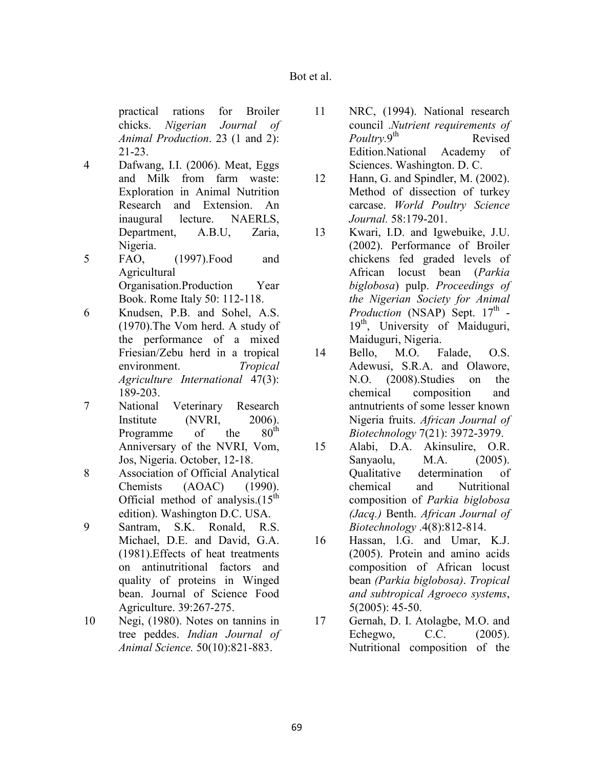practical rations for Broiler chicks. *Nigerian Journal of Animal Production*. 23 (1 and 2): 21-23.

4 Dafwang, I.I. (2006). Meat, Eggs and Milk from farm waste: Exploration in Animal Nutrition Research and Extension. An inaugural lecture. NAERLS, Department, A.B.U, Zaria, Nigeria.

5 FAO, (1997).Food and Agricultural Organisation.Production Year Book. Rome Italy 50: 112-118.

6 Knudsen, P.B. and Sohel, A.S. (1970).The Vom herd. A study of the performance of a mixed Friesian/Zebu herd in a tropical environment. *Tropical Agriculture International* 47(3): 189-203.

7 National Veterinary Research Institute (NVRI, 2006). Programme of the 80th Anniversary of the NVRI, Vom, Jos, Nigeria. October, 12-18.

8 Association of Official Analytical Chemists (AOAC) (1990). Official method of analysis.(15th edition). Washington D.C. USA.

9 Santram, S.K. Ronald, R.S. Michael, D.E. and David, G.A. (1981).Effects of heat treatments on antinutritional factors and quality of proteins in Winged bean. Journal of Science Food Agriculture. 39:267-275.

10 Negi, (1980). Notes on tannins in tree peddes. *Indian Journal of Animal Science.* 50(10):821-883.

11 NRC, (1994). National research council .*Nutrient requirements of Poultry.*9th Revised Edition.National Academy of Sciences. Washington. D. C.

12 Hann, G. and Spindler, M. (2002). Method of dissection of turkey carcase. *World Poultry Science Journal.* 58:179-201.

13 Kwari, I.D. and Igwebuike, J.U. (2002). Performance of Broiler chickens fed graded levels of African locust bean (*Parkia biglobosa*) pulp. *Proceedings of the Nigerian Society for Animal Production* (NSAP) Sept. 17th - 19th, University of Maiduguri, Maiduguri, Nigeria.

14 Bello, M.O. Falade, O.S. Adewusi, S.R.A. and Olawore, N.O. (2008).Studies on the chemical composition and antnutrients of some lesser known Nigeria fruits. *African Journal of Biotechnology* 7(21): 3972-3979.

15 Alabi, D.A. Akinsulire, O.R. Sanyaolu, M.A. (2005). Qualitative determination of chemical and Nutritional composition of *Parkia biglobosa (Jacq.)* Benth. *African Journal of Biotechnology* .4(8):812-814.

16 Hassan, l.G. and Umar, K.J. (2005). Protein and amino acids composition of African locust bean *(Parkia biglobosa)*. *Tropical and subtropical Agroeco systems*, 5(2005): 45-50.

17 Gernah, D. I. Atolagbe, M.O. and Echegwo, C.C. (2005). Nutritional composition of the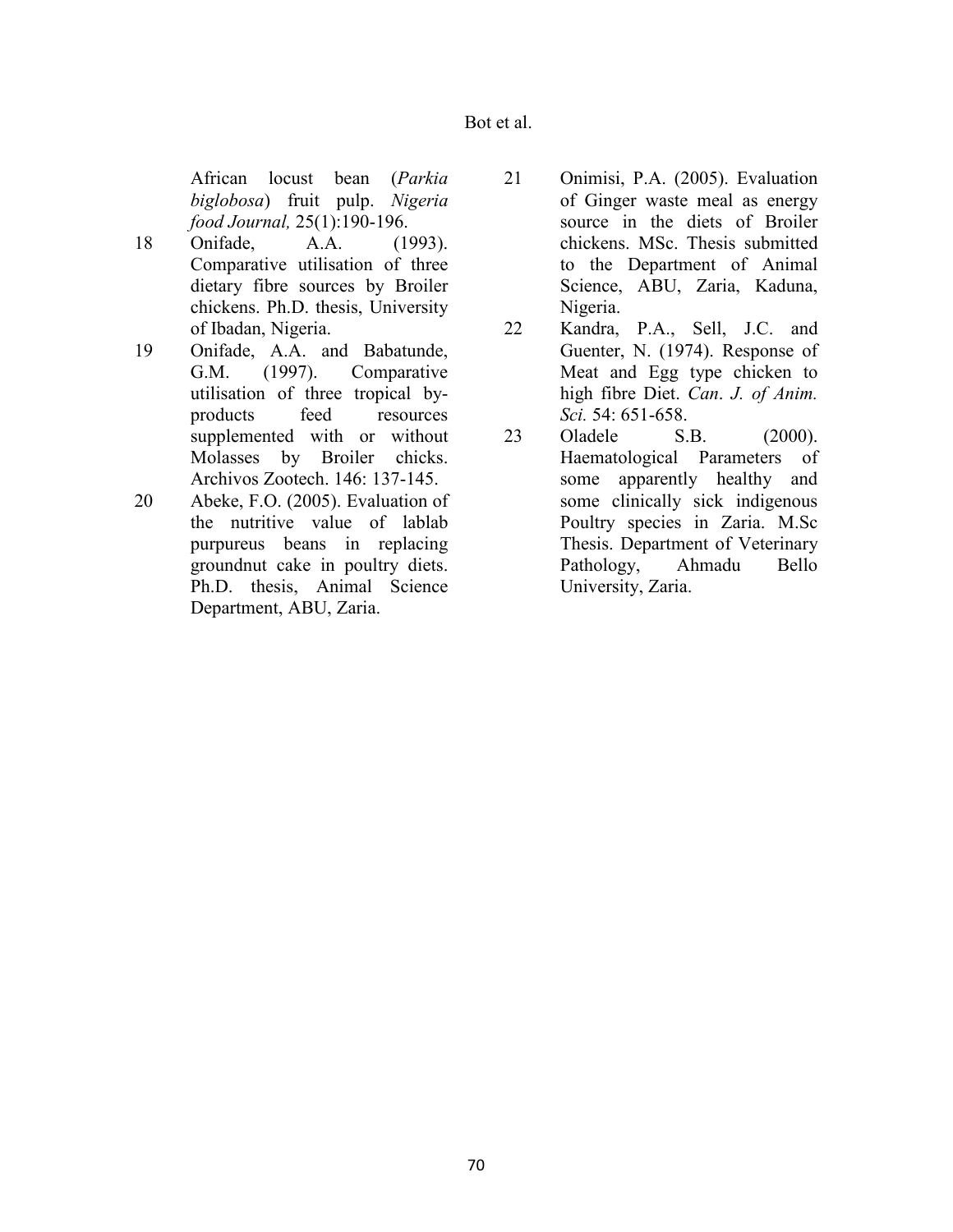African locust bean (*Parkia biglobosa*) fruit pulp. *Nigeria food Journal,* 25(1):190-196.

18 Onifade, A.A. (1993). Comparative utilisation of three dietary fibre sources by Broiler chickens. Ph.D. thesis, University of Ibadan, Nigeria.

19 Onifade, A.A. and Babatunde, G.M. (1997). Comparative utilisation of three tropical by-products feed resources supplemented with or without Molasses by Broiler chicks. Archivos Zootech. 146: 137-145.

20 Abeke, F.O. (2005). Evaluation of the nutritive value of lablab purpureus beans in replacing groundnut cake in poultry diets. Ph.D. thesis, Animal Science Department, ABU, Zaria.

21 Onimisi, P.A. (2005). Evaluation of Ginger waste meal as energy source in the diets of Broiler chickens. MSc. Thesis submitted to the Department of Animal Science, ABU, Zaria, Kaduna, Nigeria.

22 Kandra, P.A., Sell, J.C. and Guenter, N. (1974). Response of Meat and Egg type chicken to high fibre Diet. *Can. J. of Anim. Sci.* 54: 651-658.

23 Oladele S.B. (2000). Haematological Parameters of some apparently healthy and some clinically sick indigenous Poultry species in Zaria. M.Sc Thesis. Department of Veterinary Pathology, Ahmadu Bello University, Zaria.